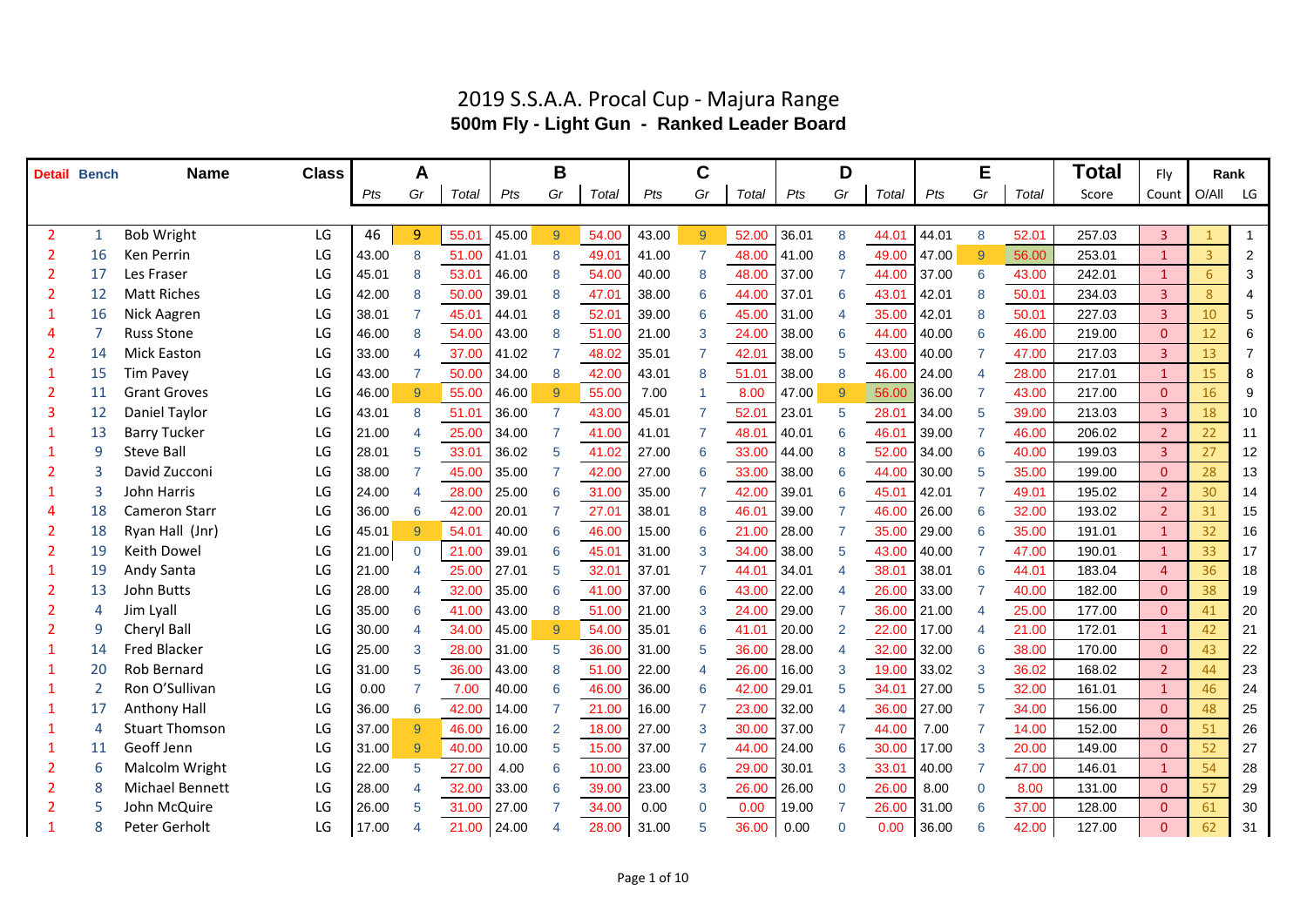# 2019 S.S.A.A. Procal Cup - Majura Range

## 500m Fly - Light Gun - Ranked Leader Board

| Detail | Bench | Name | Class | A | | | B | | | C | | | D | | | E | | | Total | Fly | Rank | |
|---|---|---|---|---|---|---|---|---|---|---|---|---|---|---|---|---|---|---|---|---|---|---|
| | | | | Pts | Gr | Total | Pts | Gr | Total | Pts | Gr | Total | Pts | Gr | Total | Pts | Gr | Total | Score | Count | O/All | LG |
| 2 | 1 | Bob Wright | LG | 46 | 9 | 55.01 | 45.00 | 9 | 54.00 | 43.00 | 9 | 52.00 | 36.01 | 8 | 44.01 | 44.01 | 8 | 52.01 | 257.03 | 3 | 1 | 1 |
| 2 | 16 | Ken Perrin | LG | 43.00 | 8 | 51.00 | 41.01 | 8 | 49.01 | 41.00 | 7 | 48.00 | 41.00 | 8 | 49.00 | 47.00 | 9 | 56.00 | 253.01 | 1 | 3 | 2 |
| 2 | 17 | Les Fraser | LG | 45.01 | 8 | 53.01 | 46.00 | 8 | 54.00 | 40.00 | 8 | 48.00 | 37.00 | 7 | 44.00 | 37.00 | 6 | 43.00 | 242.01 | 1 | 6 | 3 |
| 2 | 12 | Matt Riches | LG | 42.00 | 8 | 50.00 | 39.01 | 8 | 47.01 | 38.00 | 6 | 44.00 | 37.01 | 6 | 43.01 | 42.01 | 8 | 50.01 | 234.03 | 3 | 8 | 4 |
| 1 | 16 | Nick Aagren | LG | 38.01 | 7 | 45.01 | 44.01 | 8 | 52.01 | 39.00 | 6 | 45.00 | 31.00 | 4 | 35.00 | 42.01 | 8 | 50.01 | 227.03 | 3 | 10 | 5 |
| 4 | 7 | Russ Stone | LG | 46.00 | 8 | 54.00 | 43.00 | 8 | 51.00 | 21.00 | 3 | 24.00 | 38.00 | 6 | 44.00 | 40.00 | 6 | 46.00 | 219.00 | 0 | 12 | 6 |
| 2 | 14 | Mick Easton | LG | 33.00 | 4 | 37.00 | 41.02 | 7 | 48.02 | 35.01 | 7 | 42.01 | 38.00 | 5 | 43.00 | 40.00 | 7 | 47.00 | 217.03 | 3 | 13 | 7 |
| 1 | 15 | Tim Pavey | LG | 43.00 | 7 | 50.00 | 34.00 | 8 | 42.00 | 43.01 | 8 | 51.01 | 38.00 | 8 | 46.00 | 24.00 | 4 | 28.00 | 217.01 | 1 | 15 | 8 |
| 2 | 11 | Grant Groves | LG | 46.00 | 9 | 55.00 | 46.00 | 9 | 55.00 | 7.00 | 1 | 8.00 | 47.00 | 9 | 56.00 | 36.00 | 7 | 43.00 | 217.00 | 0 | 16 | 9 |
| 3 | 12 | Daniel Taylor | LG | 43.01 | 8 | 51.01 | 36.00 | 7 | 43.00 | 45.01 | 7 | 52.01 | 23.01 | 5 | 28.01 | 34.00 | 5 | 39.00 | 213.03 | 3 | 18 | 10 |
| 1 | 13 | Barry Tucker | LG | 21.00 | 4 | 25.00 | 34.00 | 7 | 41.00 | 41.01 | 7 | 48.01 | 40.01 | 6 | 46.01 | 39.00 | 7 | 46.00 | 206.02 | 2 | 22 | 11 |
| 1 | 9 | Steve Ball | LG | 28.01 | 5 | 33.01 | 36.02 | 5 | 41.02 | 27.00 | 6 | 33.00 | 44.00 | 8 | 52.00 | 34.00 | 6 | 40.00 | 199.03 | 3 | 27 | 12 |
| 2 | 3 | David Zucconi | LG | 38.00 | 7 | 45.00 | 35.00 | 7 | 42.00 | 27.00 | 6 | 33.00 | 38.00 | 6 | 44.00 | 30.00 | 5 | 35.00 | 199.00 | 0 | 28 | 13 |
| 1 | 3 | John Harris | LG | 24.00 | 4 | 28.00 | 25.00 | 6 | 31.00 | 35.00 | 7 | 42.00 | 39.01 | 6 | 45.01 | 42.01 | 7 | 49.01 | 195.02 | 2 | 30 | 14 |
| 4 | 18 | Cameron Starr | LG | 36.00 | 6 | 42.00 | 20.01 | 7 | 27.01 | 38.01 | 8 | 46.01 | 39.00 | 7 | 46.00 | 26.00 | 6 | 32.00 | 193.02 | 2 | 31 | 15 |
| 2 | 18 | Ryan Hall (Jnr) | LG | 45.01 | 9 | 54.01 | 40.00 | 6 | 46.00 | 15.00 | 6 | 21.00 | 28.00 | 7 | 35.00 | 29.00 | 6 | 35.00 | 191.01 | 1 | 32 | 16 |
| 2 | 19 | Keith Dowel | LG | 21.00 | 0 | 21.00 | 39.01 | 6 | 45.01 | 31.00 | 3 | 34.00 | 38.00 | 5 | 43.00 | 40.00 | 7 | 47.00 | 190.01 | 1 | 33 | 17 |
| 1 | 19 | Andy Santa | LG | 21.00 | 4 | 25.00 | 27.01 | 5 | 32.01 | 37.01 | 7 | 44.01 | 34.01 | 4 | 38.01 | 38.01 | 6 | 44.01 | 183.04 | 4 | 36 | 18 |
| 2 | 13 | John Butts | LG | 28.00 | 4 | 32.00 | 35.00 | 6 | 41.00 | 37.00 | 6 | 43.00 | 22.00 | 4 | 26.00 | 33.00 | 7 | 40.00 | 182.00 | 0 | 38 | 19 |
| 2 | 4 | Jim Lyall | LG | 35.00 | 6 | 41.00 | 43.00 | 8 | 51.00 | 21.00 | 3 | 24.00 | 29.00 | 7 | 36.00 | 21.00 | 4 | 25.00 | 177.00 | 0 | 41 | 20 |
| 2 | 9 | Cheryl Ball | LG | 30.00 | 4 | 34.00 | 45.00 | 9 | 54.00 | 35.01 | 6 | 41.01 | 20.00 | 2 | 22.00 | 17.00 | 4 | 21.00 | 172.01 | 1 | 42 | 21 |
| 1 | 14 | Fred Blacker | LG | 25.00 | 3 | 28.00 | 31.00 | 5 | 36.00 | 31.00 | 5 | 36.00 | 28.00 | 4 | 32.00 | 32.00 | 6 | 38.00 | 170.00 | 0 | 43 | 22 |
| 1 | 20 | Rob Bernard | LG | 31.00 | 5 | 36.00 | 43.00 | 8 | 51.00 | 22.00 | 4 | 26.00 | 16.00 | 3 | 19.00 | 33.02 | 3 | 36.02 | 168.02 | 2 | 44 | 23 |
| 1 | 2 | Ron O'Sullivan | LG | 0.00 | 7 | 7.00 | 40.00 | 6 | 46.00 | 36.00 | 6 | 42.00 | 29.01 | 5 | 34.01 | 27.00 | 5 | 32.00 | 161.01 | 1 | 46 | 24 |
| 1 | 17 | Anthony Hall | LG | 36.00 | 6 | 42.00 | 14.00 | 7 | 21.00 | 16.00 | 7 | 23.00 | 32.00 | 4 | 36.00 | 27.00 | 7 | 34.00 | 156.00 | 0 | 48 | 25 |
| 1 | 4 | Stuart Thomson | LG | 37.00 | 9 | 46.00 | 16.00 | 2 | 18.00 | 27.00 | 3 | 30.00 | 37.00 | 7 | 44.00 | 7.00 | 7 | 14.00 | 152.00 | 0 | 51 | 26 |
| 1 | 11 | Geoff Jenn | LG | 31.00 | 9 | 40.00 | 10.00 | 5 | 15.00 | 37.00 | 7 | 44.00 | 24.00 | 6 | 30.00 | 17.00 | 3 | 20.00 | 149.00 | 0 | 52 | 27 |
| 2 | 6 | Malcolm Wright | LG | 22.00 | 5 | 27.00 | 4.00 | 6 | 10.00 | 23.00 | 6 | 29.00 | 30.01 | 3 | 33.01 | 40.00 | 7 | 47.00 | 146.01 | 1 | 54 | 28 |
| 2 | 8 | Michael Bennett | LG | 28.00 | 4 | 32.00 | 33.00 | 6 | 39.00 | 23.00 | 3 | 26.00 | 26.00 | 0 | 26.00 | 8.00 | 0 | 8.00 | 131.00 | 0 | 57 | 29 |
| 2 | 5 | John McQuire | LG | 26.00 | 5 | 31.00 | 27.00 | 7 | 34.00 | 0.00 | 0 | 0.00 | 19.00 | 7 | 26.00 | 31.00 | 6 | 37.00 | 128.00 | 0 | 61 | 30 |
| 1 | 8 | Peter Gerholt | LG | 17.00 | 4 | 21.00 | 24.00 | 4 | 28.00 | 31.00 | 5 | 36.00 | 0.00 | 0 | 0.00 | 36.00 | 6 | 42.00 | 127.00 | 0 | 62 | 31 |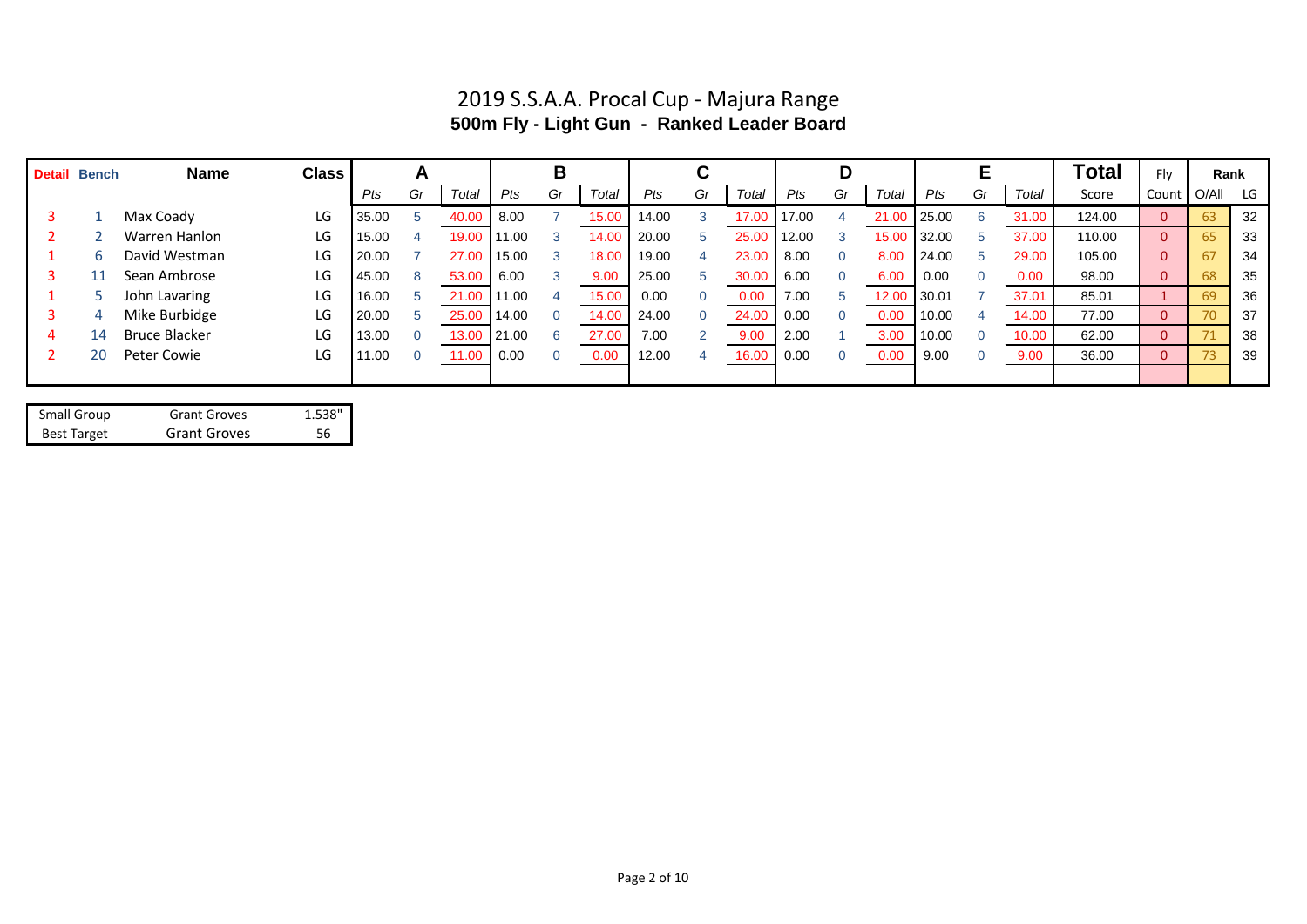# 2019 S.S.A.A. Procal Cup - Majura Range

## 500m Fly - Light Gun - Ranked Leader Board

| Detail | Bench | Name | Class | A | | | B | | | C | | | D | | | E | | | Total | Fly | Rank | |
|---|---|---|---|---|---|---|---|---|---|---|---|---|---|---|---|---|---|---|---|---|---|---|
| | | | | *Pts* | *Gr* | *Total* | *Pts* | *Gr* | *Total* | *Pts* | *Gr* | *Total* | *Pts* | *Gr* | *Total* | *Pts* | *Gr* | *Total* | Score | Count | O/All | LG |
| 3 | 1 | Max Coady | LG | 35.00 | 5 | 40.00 | 8.00 | 7 | 15.00 | 14.00 | 3 | 17.00 | 17.00 | 4 | 21.00 | 25.00 | 6 | 31.00 | 124.00 | 0 | 63 | 32 |
| 2 | 2 | Warren Hanlon | LG | 15.00 | 4 | 19.00 | 11.00 | 3 | 14.00 | 20.00 | 5 | 25.00 | 12.00 | 3 | 15.00 | 32.00 | 5 | 37.00 | 110.00 | 0 | 65 | 33 |
| 1 | 6 | David Westman | LG | 20.00 | 7 | 27.00 | 15.00 | 3 | 18.00 | 19.00 | 4 | 23.00 | 8.00 | 0 | 8.00 | 24.00 | 5 | 29.00 | 105.00 | 0 | 67 | 34 |
| 3 | 11 | Sean Ambrose | LG | 45.00 | 8 | 53.00 | 6.00 | 3 | 9.00 | 25.00 | 5 | 30.00 | 6.00 | 0 | 6.00 | 0.00 | 0 | 0.00 | 98.00 | 0 | 68 | 35 |
| 1 | 5 | John Lavaring | LG | 16.00 | 5 | 21.00 | 11.00 | 4 | 15.00 | 0.00 | 0 | 0.00 | 7.00 | 5 | 12.00 | 30.01 | 7 | 37.01 | 85.01 | 1 | 69 | 36 |
| 3 | 4 | Mike Burbidge | LG | 20.00 | 5 | 25.00 | 14.00 | 0 | 14.00 | 24.00 | 0 | 24.00 | 0.00 | 0 | 0.00 | 10.00 | 4 | 14.00 | 77.00 | 0 | 70 | 37 |
| 4 | 14 | Bruce Blacker | LG | 13.00 | 0 | 13.00 | 21.00 | 6 | 27.00 | 7.00 | 2 | 9.00 | 2.00 | 1 | 3.00 | 10.00 | 0 | 10.00 | 62.00 | 0 | 71 | 38 |
| 2 | 20 | Peter Cowie | LG | 11.00 | 0 | 11.00 | 0.00 | 0 | 0.00 | 12.00 | 4 | 16.00 | 0.00 | 0 | 0.00 | 9.00 | 0 | 9.00 | 36.00 | 0 | 73 | 39 |

| Small Group | Grant Groves | 1.538" |
|---|---|---|
| Best Target | Grant Groves | 56 |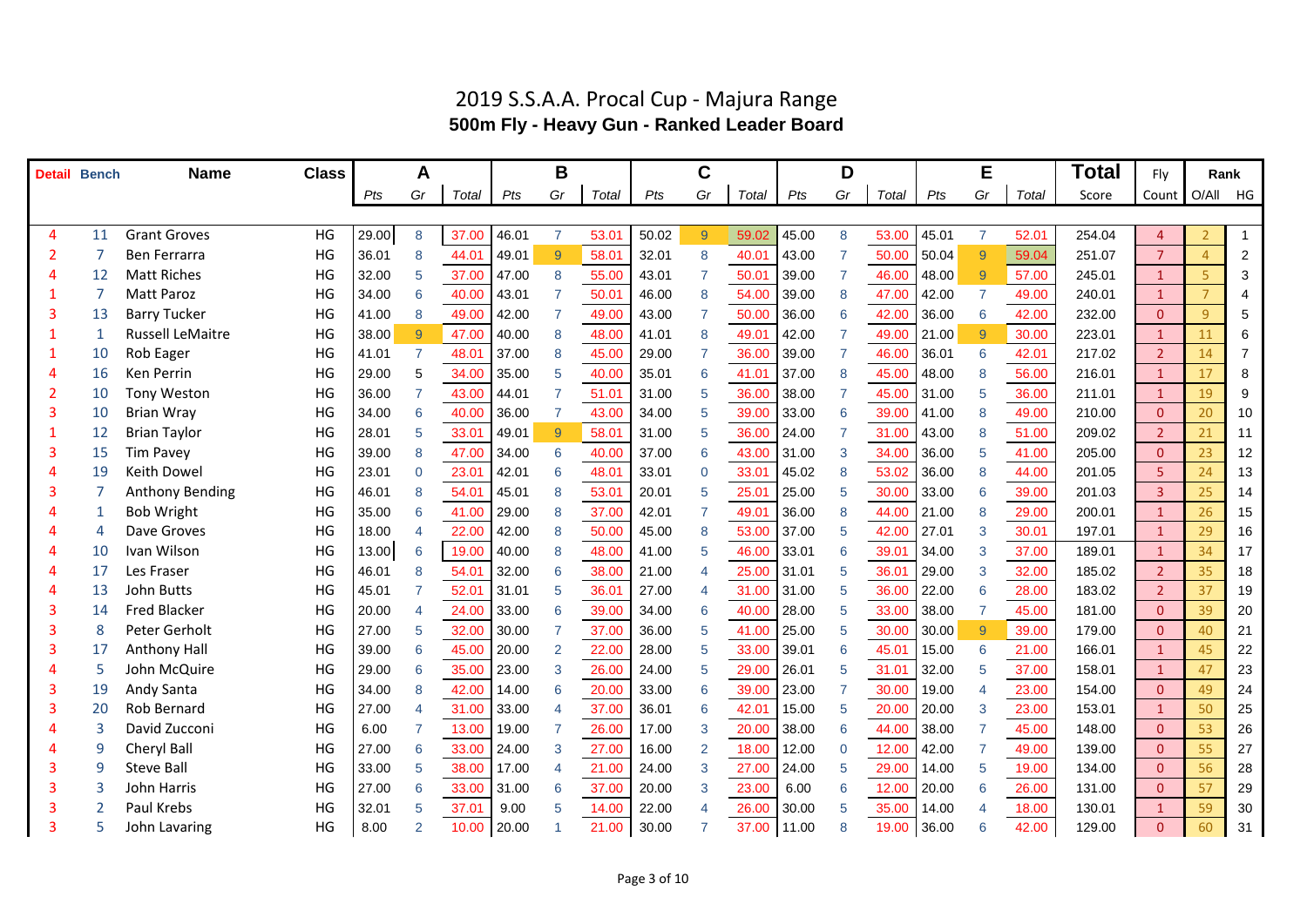# 2019 S.S.A.A. Procal Cup - Majura Range

## 500m Fly - Heavy Gun - Ranked Leader Board

| Detail | Bench | Name | Class | A | | | B | | | C | | | D | | | E | | | Total | Fly | Rank | |
|---|---|---|---|---|---|---|---|---|---|---|---|---|---|---|---|---|---|---|---|---|---|---|
| | | | | Pts | Gr | Total | Pts | Gr | Total | Pts | Gr | Total | Pts | Gr | Total | Pts | Gr | Total | Score | Count | O/All | HG |
| 4 | 11 | Grant Groves | HG | 29.00 | 8 | 37.00 | 46.01 | 7 | 53.01 | 50.02 | 9 | 59.02 | 45.00 | 8 | 53.00 | 45.01 | 7 | 52.01 | 254.04 | 4 | 2 | 1 |
| 2 | 7 | Ben Ferrarra | HG | 36.01 | 8 | 44.01 | 49.01 | 9 | 58.01 | 32.01 | 8 | 40.01 | 43.00 | 7 | 50.00 | 50.04 | 9 | 59.04 | 251.07 | 7 | 4 | 2 |
| 4 | 12 | Matt Riches | HG | 32.00 | 5 | 37.00 | 47.00 | 8 | 55.00 | 43.01 | 7 | 50.01 | 39.00 | 7 | 46.00 | 48.00 | 9 | 57.00 | 245.01 | 1 | 5 | 3 |
| 1 | 7 | Matt Paroz | HG | 34.00 | 6 | 40.00 | 43.01 | 7 | 50.01 | 46.00 | 8 | 54.00 | 39.00 | 8 | 47.00 | 42.00 | 7 | 49.00 | 240.01 | 1 | 7 | 4 |
| 3 | 13 | Barry Tucker | HG | 41.00 | 8 | 49.00 | 42.00 | 7 | 49.00 | 43.00 | 7 | 50.00 | 36.00 | 6 | 42.00 | 36.00 | 6 | 42.00 | 232.00 | 0 | 9 | 5 |
| 1 | 1 | Russell LeMaitre | HG | 38.00 | 9 | 47.00 | 40.00 | 8 | 48.00 | 41.01 | 8 | 49.01 | 42.00 | 7 | 49.00 | 21.00 | 9 | 30.00 | 223.01 | 1 | 11 | 6 |
| 1 | 10 | Rob Eager | HG | 41.01 | 7 | 48.01 | 37.00 | 8 | 45.00 | 29.00 | 7 | 36.00 | 39.00 | 7 | 46.00 | 36.01 | 6 | 42.01 | 217.02 | 2 | 14 | 7 |
| 4 | 16 | Ken Perrin | HG | 29.00 | 5 | 34.00 | 35.00 | 5 | 40.00 | 35.01 | 6 | 41.01 | 37.00 | 8 | 45.00 | 48.00 | 8 | 56.00 | 216.01 | 1 | 17 | 8 |
| 2 | 10 | Tony Weston | HG | 36.00 | 7 | 43.00 | 44.01 | 7 | 51.01 | 31.00 | 5 | 36.00 | 38.00 | 7 | 45.00 | 31.00 | 5 | 36.00 | 211.01 | 1 | 19 | 9 |
| 3 | 10 | Brian Wray | HG | 34.00 | 6 | 40.00 | 36.00 | 7 | 43.00 | 34.00 | 5 | 39.00 | 33.00 | 6 | 39.00 | 41.00 | 8 | 49.00 | 210.00 | 0 | 20 | 10 |
| 1 | 12 | Brian Taylor | HG | 28.01 | 5 | 33.01 | 49.01 | 9 | 58.01 | 31.00 | 5 | 36.00 | 24.00 | 7 | 31.00 | 43.00 | 8 | 51.00 | 209.02 | 2 | 21 | 11 |
| 3 | 15 | Tim Pavey | HG | 39.00 | 8 | 47.00 | 34.00 | 6 | 40.00 | 37.00 | 6 | 43.00 | 31.00 | 3 | 34.00 | 36.00 | 5 | 41.00 | 205.00 | 0 | 23 | 12 |
| 4 | 19 | Keith Dowel | HG | 23.01 | 0 | 23.01 | 42.01 | 6 | 48.01 | 33.01 | 0 | 33.01 | 45.02 | 8 | 53.02 | 36.00 | 8 | 44.00 | 201.05 | 5 | 24 | 13 |
| 3 | 7 | Anthony Bending | HG | 46.01 | 8 | 54.01 | 45.01 | 8 | 53.01 | 20.01 | 5 | 25.01 | 25.00 | 5 | 30.00 | 33.00 | 6 | 39.00 | 201.03 | 3 | 25 | 14 |
| 4 | 1 | Bob Wright | HG | 35.00 | 6 | 41.00 | 29.00 | 8 | 37.00 | 42.01 | 7 | 49.01 | 36.00 | 8 | 44.00 | 21.00 | 8 | 29.00 | 200.01 | 1 | 26 | 15 |
| 4 | 4 | Dave Groves | HG | 18.00 | 4 | 22.00 | 42.00 | 8 | 50.00 | 45.00 | 8 | 53.00 | 37.00 | 5 | 42.00 | 27.01 | 3 | 30.01 | 197.01 | 1 | 29 | 16 |
| 4 | 10 | Ivan Wilson | HG | 13.00 | 6 | 19.00 | 40.00 | 8 | 48.00 | 41.00 | 5 | 46.00 | 33.01 | 6 | 39.01 | 34.00 | 3 | 37.00 | 189.01 | 1 | 34 | 17 |
| 4 | 17 | Les Fraser | HG | 46.01 | 8 | 54.01 | 32.00 | 6 | 38.00 | 21.00 | 4 | 25.00 | 31.01 | 5 | 36.01 | 29.00 | 3 | 32.00 | 185.02 | 2 | 35 | 18 |
| 4 | 13 | John Butts | HG | 45.01 | 7 | 52.01 | 31.01 | 5 | 36.01 | 27.00 | 4 | 31.00 | 31.00 | 5 | 36.00 | 22.00 | 6 | 28.00 | 183.02 | 2 | 37 | 19 |
| 3 | 14 | Fred Blacker | HG | 20.00 | 4 | 24.00 | 33.00 | 6 | 39.00 | 34.00 | 6 | 40.00 | 28.00 | 5 | 33.00 | 38.00 | 7 | 45.00 | 181.00 | 0 | 39 | 20 |
| 3 | 8 | Peter Gerholt | HG | 27.00 | 5 | 32.00 | 30.00 | 7 | 37.00 | 36.00 | 5 | 41.00 | 25.00 | 5 | 30.00 | 30.00 | 9 | 39.00 | 179.00 | 0 | 40 | 21 |
| 3 | 17 | Anthony Hall | HG | 39.00 | 6 | 45.00 | 20.00 | 2 | 22.00 | 28.00 | 5 | 33.00 | 39.01 | 6 | 45.01 | 15.00 | 6 | 21.00 | 166.01 | 1 | 45 | 22 |
| 4 | 5 | John McQuire | HG | 29.00 | 6 | 35.00 | 23.00 | 3 | 26.00 | 24.00 | 5 | 29.00 | 26.01 | 5 | 31.01 | 32.00 | 5 | 37.00 | 158.01 | 1 | 47 | 23 |
| 3 | 19 | Andy Santa | HG | 34.00 | 8 | 42.00 | 14.00 | 6 | 20.00 | 33.00 | 6 | 39.00 | 23.00 | 7 | 30.00 | 19.00 | 4 | 23.00 | 154.00 | 0 | 49 | 24 |
| 3 | 20 | Rob Bernard | HG | 27.00 | 4 | 31.00 | 33.00 | 4 | 37.00 | 36.01 | 6 | 42.01 | 15.00 | 5 | 20.00 | 20.00 | 3 | 23.00 | 153.01 | 1 | 50 | 25 |
| 4 | 3 | David Zucconi | HG | 6.00 | 7 | 13.00 | 19.00 | 7 | 26.00 | 17.00 | 3 | 20.00 | 38.00 | 6 | 44.00 | 38.00 | 7 | 45.00 | 148.00 | 0 | 53 | 26 |
| 4 | 9 | Cheryl Ball | HG | 27.00 | 6 | 33.00 | 24.00 | 3 | 27.00 | 16.00 | 2 | 18.00 | 12.00 | 0 | 12.00 | 42.00 | 7 | 49.00 | 139.00 | 0 | 55 | 27 |
| 3 | 9 | Steve Ball | HG | 33.00 | 5 | 38.00 | 17.00 | 4 | 21.00 | 24.00 | 3 | 27.00 | 24.00 | 5 | 29.00 | 14.00 | 5 | 19.00 | 134.00 | 0 | 56 | 28 |
| 3 | 3 | John Harris | HG | 27.00 | 6 | 33.00 | 31.00 | 6 | 37.00 | 20.00 | 3 | 23.00 | 6.00 | 6 | 12.00 | 20.00 | 6 | 26.00 | 131.00 | 0 | 57 | 29 |
| 3 | 2 | Paul Krebs | HG | 32.01 | 5 | 37.01 | 9.00 | 5 | 14.00 | 22.00 | 4 | 26.00 | 30.00 | 5 | 35.00 | 14.00 | 4 | 18.00 | 130.01 | 1 | 59 | 30 |
| 3 | 5 | John Lavaring | HG | 8.00 | 2 | 10.00 | 20.00 | 1 | 21.00 | 30.00 | 7 | 37.00 | 11.00 | 8 | 19.00 | 36.00 | 6 | 42.00 | 129.00 | 0 | 60 | 31 |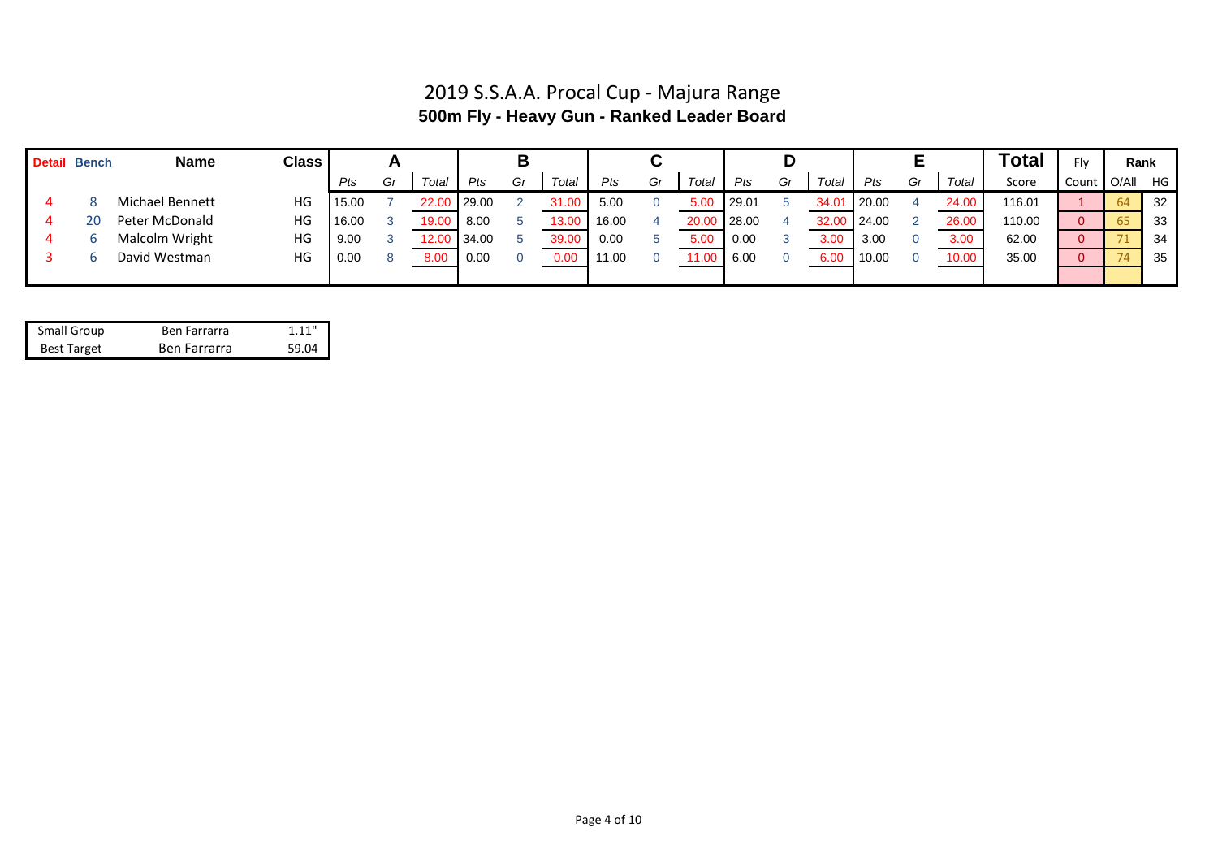# 2019 S.S.A.A. Procal Cup - Majura Range

## 500m Fly - Heavy Gun - Ranked Leader Board

| Detail | Bench | Name | Class | A | | | B | | | C | | | D | | | E | | | Total | Fly | Rank | |
|---|---|---|---|---|---|---|---|---|---|---|---|---|---|---|---|---|---|---|---|---|---|---|
| | | | | Pts | Gr | Total | Pts | Gr | Total | Pts | Gr | Total | Pts | Gr | Total | Pts | Gr | Total | Score | Count | O/All | HG |
| 4 | 8 | Michael Bennett | HG | 15.00 | 7 | 22.00 | 29.00 | 2 | 31.00 | 5.00 | 0 | 5.00 | 29.01 | 5 | 34.01 | 20.00 | 4 | 24.00 | 116.01 | 1 | 64 | 32 |
| 4 | 20 | Peter McDonald | HG | 16.00 | 3 | 19.00 | 8.00 | 5 | 13.00 | 16.00 | 4 | 20.00 | 28.00 | 4 | 32.00 | 24.00 | 2 | 26.00 | 110.00 | 0 | 65 | 33 |
| 4 | 6 | Malcolm Wright | HG | 9.00 | 3 | 12.00 | 34.00 | 5 | 39.00 | 0.00 | 5 | 5.00 | 0.00 | 3 | 3.00 | 3.00 | 0 | 3.00 | 62.00 | 0 | 71 | 34 |
| 3 | 6 | David Westman | HG | 0.00 | 8 | 8.00 | 0.00 | 0 | 0.00 | 11.00 | 0 | 11.00 | 6.00 | 0 | 6.00 | 10.00 | 0 | 10.00 | 35.00 | 0 | 74 | 35 |

| | | |
|---|---|---|
| Small Group | Ben Farrarra | 1.11" |
| Best Target | Ben Farrarra | 59.04 |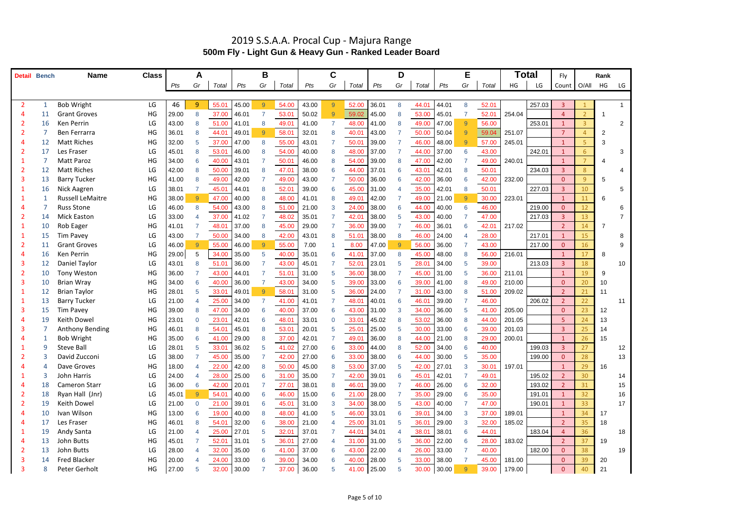# 2019 S.S.A.A. Procal Cup - Majura Range

## 500m Fly - Light Gun & Heavy Gun - Ranked Leader Board

| Detail | Bench | Name | Class | A | | | B | | | C | | | D | | | E | | | Total | | Fly | Rank | | |
|---|---|---|---|---|---|---|---|---|---|---|---|---|---|---|---|---|---|---|---|---|---|---|---|---|
| | | | | Pts | Gr | Total | Pts | Gr | Total | Pts | Gr | Total | Pts | Gr | Total | Pts | Gr | Total | HG | LG | Count | O/All | HG | LG |
| 2 | 1 | Bob Wright | LG | 46 | 9 | 55.01 | 45.00 | 9 | 54.00 | 43.00 | 9 | 52.00 | 36.01 | 8 | 44.01 | 44.01 | 8 | 52.01 | | 257.03 | 3 | 1 | | 1 |
| 4 | 11 | Grant Groves | HG | 29.00 | 8 | 37.00 | 46.01 | 7 | 53.01 | 50.02 | 9 | 59.02 | 45.00 | 8 | 53.00 | 45.01 | 7 | 52.01 | 254.04 | | 4 | 2 | 1 | |
| 2 | 16 | Ken Perrin | LG | 43.00 | 8 | 51.00 | 41.01 | 8 | 49.01 | 41.00 | 7 | 48.00 | 41.00 | 8 | 49.00 | 47.00 | 9 | 56.00 | | 253.01 | 1 | 3 | | 2 |
| 2 | 7 | Ben Ferrarra | HG | 36.01 | 8 | 44.01 | 49.01 | 9 | 58.01 | 32.01 | 8 | 40.01 | 43.00 | 7 | 50.00 | 50.04 | 9 | 59.04 | 251.07 | | 7 | 4 | 2 | |
| 4 | 12 | Matt Riches | HG | 32.00 | 5 | 37.00 | 47.00 | 8 | 55.00 | 43.01 | 7 | 50.01 | 39.00 | 7 | 46.00 | 48.00 | 9 | 57.00 | 245.01 | | 1 | 5 | 3 | |
| 2 | 17 | Les Fraser | LG | 45.01 | 8 | 53.01 | 46.00 | 8 | 54.00 | 40.00 | 8 | 48.00 | 37.00 | 7 | 44.00 | 37.00 | 6 | 43.00 | | 242.01 | 1 | 6 | | 3 |
| 1 | 7 | Matt Paroz | HG | 34.00 | 6 | 40.00 | 43.01 | 7 | 50.01 | 46.00 | 8 | 54.00 | 39.00 | 8 | 47.00 | 42.00 | 7 | 49.00 | 240.01 | | 1 | 7 | 4 | |
| 2 | 12 | Matt Riches | LG | 42.00 | 8 | 50.00 | 39.01 | 8 | 47.01 | 38.00 | 6 | 44.00 | 37.01 | 6 | 43.01 | 42.01 | 8 | 50.01 | | 234.03 | 3 | 8 | | 4 |
| 3 | 13 | Barry Tucker | HG | 41.00 | 8 | 49.00 | 42.00 | 7 | 49.00 | 43.00 | 7 | 50.00 | 36.00 | 6 | 42.00 | 36.00 | 6 | 42.00 | 232.00 | | 0 | 9 | 5 | |
| 1 | 16 | Nick Aagren | LG | 38.01 | 7 | 45.01 | 44.01 | 8 | 52.01 | 39.00 | 6 | 45.00 | 31.00 | 4 | 35.00 | 42.01 | 8 | 50.01 | | 227.03 | 3 | 10 | | 5 |
| 1 | 1 | Russell LeMaitre | HG | 38.00 | 9 | 47.00 | 40.00 | 8 | 48.00 | 41.01 | 8 | 49.01 | 42.00 | 7 | 49.00 | 21.00 | 9 | 30.00 | 223.01 | | 1 | 11 | 6 | |
| 4 | 7 | Russ Stone | LG | 46.00 | 8 | 54.00 | 43.00 | 8 | 51.00 | 21.00 | 3 | 24.00 | 38.00 | 6 | 44.00 | 40.00 | 6 | 46.00 | | 219.00 | 0 | 12 | | 6 |
| 2 | 14 | Mick Easton | LG | 33.00 | 4 | 37.00 | 41.02 | 7 | 48.02 | 35.01 | 7 | 42.01 | 38.00 | 5 | 43.00 | 40.00 | 7 | 47.00 | | 217.03 | 3 | 13 | | 7 |
| 1 | 10 | Rob Eager | HG | 41.01 | 7 | 48.01 | 37.00 | 8 | 45.00 | 29.00 | 7 | 36.00 | 39.00 | 7 | 46.00 | 36.01 | 6 | 42.01 | 217.02 | | 2 | 14 | 7 | |
| 1 | 15 | Tim Pavey | LG | 43.00 | 7 | 50.00 | 34.00 | 8 | 42.00 | 43.01 | 8 | 51.01 | 38.00 | 8 | 46.00 | 24.00 | 4 | 28.00 | | 217.01 | 1 | 15 | | 8 |
| 2 | 11 | Grant Groves | LG | 46.00 | 9 | 55.00 | 46.00 | 9 | 55.00 | 7.00 | 1 | 8.00 | 47.00 | 9 | 56.00 | 36.00 | 7 | 43.00 | | 217.00 | 0 | 16 | | 9 |
| 4 | 16 | Ken Perrin | HG | 29.00 | 5 | 34.00 | 35.00 | 5 | 40.00 | 35.01 | 6 | 41.01 | 37.00 | 8 | 45.00 | 48.00 | 8 | 56.00 | 216.01 | | 1 | 17 | 8 | |
| 3 | 12 | Daniel Taylor | LG | 43.01 | 8 | 51.01 | 36.00 | 7 | 43.00 | 45.01 | 7 | 52.01 | 23.01 | 5 | 28.01 | 34.00 | 5 | 39.00 | | 213.03 | 3 | 18 | | 10 |
| 2 | 10 | Tony Weston | HG | 36.00 | 7 | 43.00 | 44.01 | 7 | 51.01 | 31.00 | 5 | 36.00 | 38.00 | 7 | 45.00 | 31.00 | 5 | 36.00 | 211.01 | | 1 | 19 | 9 | |
| 3 | 10 | Brian Wray | HG | 34.00 | 6 | 40.00 | 36.00 | 7 | 43.00 | 34.00 | 5 | 39.00 | 33.00 | 6 | 39.00 | 41.00 | 8 | 49.00 | 210.00 | | 0 | 20 | 10 | |
| 1 | 12 | Brian Taylor | HG | 28.01 | 5 | 33.01 | 49.01 | 9 | 58.01 | 31.00 | 5 | 36.00 | 24.00 | 7 | 31.00 | 43.00 | 8 | 51.00 | 209.02 | | 2 | 21 | 11 | |
| 1 | 13 | Barry Tucker | LG | 21.00 | 4 | 25.00 | 34.00 | 7 | 41.00 | 41.01 | 7 | 48.01 | 40.01 | 6 | 46.01 | 39.00 | 7 | 46.00 | | 206.02 | 2 | 22 | | 11 |
| 3 | 15 | Tim Pavey | HG | 39.00 | 8 | 47.00 | 34.00 | 6 | 40.00 | 37.00 | 6 | 43.00 | 31.00 | 3 | 34.00 | 36.00 | 5 | 41.00 | 205.00 | | 0 | 23 | 12 | |
| 4 | 19 | Keith Dowel | HG | 23.01 | 0 | 23.01 | 42.01 | 6 | 48.01 | 33.01 | 0 | 33.01 | 45.02 | 8 | 53.02 | 36.00 | 8 | 44.00 | 201.05 | | 5 | 24 | 13 | |
| 3 | 7 | Anthony Bending | HG | 46.01 | 8 | 54.01 | 45.01 | 8 | 53.01 | 20.01 | 5 | 25.01 | 25.00 | 5 | 30.00 | 33.00 | 6 | 39.00 | 201.03 | | 3 | 25 | 14 | |
| 4 | 1 | Bob Wright | HG | 35.00 | 6 | 41.00 | 29.00 | 8 | 37.00 | 42.01 | 7 | 49.01 | 36.00 | 8 | 44.00 | 21.00 | 8 | 29.00 | 200.01 | | 1 | 26 | 15 | |
| 1 | 9 | Steve Ball | LG | 28.01 | 5 | 33.01 | 36.02 | 5 | 41.02 | 27.00 | 6 | 33.00 | 44.00 | 8 | 52.00 | 34.00 | 6 | 40.00 | | 199.03 | 3 | 27 | | 12 |
| 2 | 3 | David Zucconi | LG | 38.00 | 7 | 45.00 | 35.00 | 7 | 42.00 | 27.00 | 6 | 33.00 | 38.00 | 6 | 44.00 | 30.00 | 5 | 35.00 | | 199.00 | 0 | 28 | | 13 |
| 4 | 4 | Dave Groves | HG | 18.00 | 4 | 22.00 | 42.00 | 8 | 50.00 | 45.00 | 8 | 53.00 | 37.00 | 5 | 42.00 | 27.01 | 3 | 30.01 | 197.01 | | 1 | 29 | 16 | |
| 1 | 3 | John Harris | LG | 24.00 | 4 | 28.00 | 25.00 | 6 | 31.00 | 35.00 | 7 | 42.00 | 39.01 | 6 | 45.01 | 42.01 | 7 | 49.01 | | 195.02 | 2 | 30 | | 14 |
| 4 | 18 | Cameron Starr | LG | 36.00 | 6 | 42.00 | 20.01 | 7 | 27.01 | 38.01 | 8 | 46.01 | 39.00 | 7 | 46.00 | 26.00 | 6 | 32.00 | | 193.02 | 2 | 31 | | 15 |
| 2 | 18 | Ryan Hall (Jnr) | LG | 45.01 | 9 | 54.01 | 40.00 | 6 | 46.00 | 15.00 | 6 | 21.00 | 28.00 | 7 | 35.00 | 29.00 | 6 | 35.00 | | 191.01 | 1 | 32 | | 16 |
| 2 | 19 | Keith Dowel | LG | 21.00 | 0 | 21.00 | 39.01 | 6 | 45.01 | 31.00 | 3 | 34.00 | 38.00 | 5 | 43.00 | 40.00 | 7 | 47.00 | | 190.01 | 1 | 33 | | 17 |
| 4 | 10 | Ivan Wilson | HG | 13.00 | 6 | 19.00 | 40.00 | 8 | 48.00 | 41.00 | 5 | 46.00 | 33.01 | 6 | 39.01 | 34.00 | 3 | 37.00 | 189.01 | | 1 | 34 | 17 | |
| 4 | 17 | Les Fraser | HG | 46.01 | 8 | 54.01 | 32.00 | 6 | 38.00 | 21.00 | 4 | 25.00 | 31.01 | 5 | 36.01 | 29.00 | 3 | 32.00 | 185.02 | | 2 | 35 | 18 | |
| 1 | 19 | Andy Santa | LG | 21.00 | 4 | 25.00 | 27.01 | 5 | 32.01 | 37.01 | 7 | 44.01 | 34.01 | 4 | 38.01 | 38.01 | 6 | 44.01 | | 183.04 | 4 | 36 | | 18 |
| 4 | 13 | John Butts | HG | 45.01 | 7 | 52.01 | 31.01 | 5 | 36.01 | 27.00 | 4 | 31.00 | 31.00 | 5 | 36.00 | 22.00 | 6 | 28.00 | 183.02 | | 2 | 37 | 19 | |
| 2 | 13 | John Butts | LG | 28.00 | 4 | 32.00 | 35.00 | 6 | 41.00 | 37.00 | 6 | 43.00 | 22.00 | 4 | 26.00 | 33.00 | 7 | 40.00 | | 182.00 | 0 | 38 | | 19 |
| 3 | 14 | Fred Blacker | HG | 20.00 | 4 | 24.00 | 33.00 | 6 | 39.00 | 34.00 | 6 | 40.00 | 28.00 | 5 | 33.00 | 38.00 | 7 | 45.00 | 181.00 | | 0 | 39 | 20 | |
| 3 | 8 | Peter Gerholt | HG | 27.00 | 5 | 32.00 | 30.00 | 7 | 37.00 | 36.00 | 5 | 41.00 | 25.00 | 5 | 30.00 | 30.00 | 9 | 39.00 | 179.00 | | 0 | 40 | 21 | |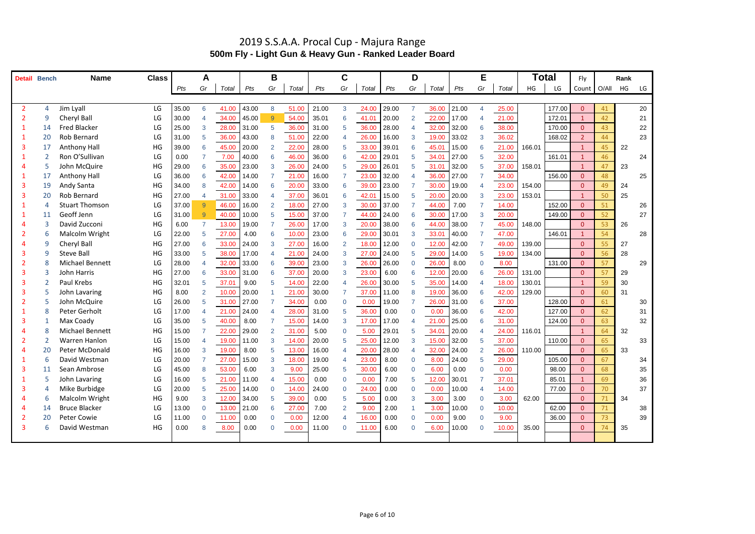# 2019 S.S.A.A. Procal Cup - Majura Range

## 500m Fly - Light Gun & Heavy Gun - Ranked Leader Board

| Detail | Bench | Name | Class | A | | | B | | | C | | | D | | | E | | | Total | | Fly | Rank | | |
|---|---|---|---|---|---|---|---|---|---|---|---|---|---|---|---|---|---|---|---|---|---|---|---|---|
| | | | | Pts | Gr | Total | Pts | Gr | Total | Pts | Gr | Total | Pts | Gr | Total | Pts | Gr | Total | HG | LG | Count | O/All | HG | LG |
| 2 | 4 | Jim Lyall | LG | 35.00 | 6 | 41.00 | 43.00 | 8 | 51.00 | 21.00 | 3 | 24.00 | 29.00 | 7 | 36.00 | 21.00 | 4 | 25.00 | | 177.00 | 0 | 41 | | 20 |
| 2 | 9 | Cheryl Ball | LG | 30.00 | 4 | 34.00 | 45.00 | 9 | 54.00 | 35.01 | 6 | 41.01 | 20.00 | 2 | 22.00 | 17.00 | 4 | 21.00 | | 172.01 | 1 | 42 | | 21 |
| 1 | 14 | Fred Blacker | LG | 25.00 | 3 | 28.00 | 31.00 | 5 | 36.00 | 31.00 | 5 | 36.00 | 28.00 | 4 | 32.00 | 32.00 | 6 | 38.00 | | 170.00 | 0 | 43 | | 22 |
| 1 | 20 | Rob Bernard | LG | 31.00 | 5 | 36.00 | 43.00 | 8 | 51.00 | 22.00 | 4 | 26.00 | 16.00 | 3 | 19.00 | 33.02 | 3 | 36.02 | | 168.02 | 2 | 44 | | 23 |
| 3 | 17 | Anthony Hall | HG | 39.00 | 6 | 45.00 | 20.00 | 2 | 22.00 | 28.00 | 5 | 33.00 | 39.01 | 6 | 45.01 | 15.00 | 6 | 21.00 | 166.01 | | 1 | 45 | 22 | |
| 1 | 2 | Ron O'Sullivan | LG | 0.00 | 7 | 7.00 | 40.00 | 6 | 46.00 | 36.00 | 6 | 42.00 | 29.01 | 5 | 34.01 | 27.00 | 5 | 32.00 | | 161.01 | 1 | 46 | | 24 |
| 4 | 5 | John McQuire | HG | 29.00 | 6 | 35.00 | 23.00 | 3 | 26.00 | 24.00 | 5 | 29.00 | 26.01 | 5 | 31.01 | 32.00 | 5 | 37.00 | 158.01 | | 1 | 47 | 23 | |
| 1 | 17 | Anthony Hall | LG | 36.00 | 6 | 42.00 | 14.00 | 7 | 21.00 | 16.00 | 7 | 23.00 | 32.00 | 4 | 36.00 | 27.00 | 7 | 34.00 | | 156.00 | 0 | 48 | | 25 |
| 3 | 19 | Andy Santa | HG | 34.00 | 8 | 42.00 | 14.00 | 6 | 20.00 | 33.00 | 6 | 39.00 | 23.00 | 7 | 30.00 | 19.00 | 4 | 23.00 | 154.00 | | 0 | 49 | 24 | |
| 3 | 20 | Rob Bernard | HG | 27.00 | 4 | 31.00 | 33.00 | 4 | 37.00 | 36.01 | 6 | 42.01 | 15.00 | 5 | 20.00 | 20.00 | 3 | 23.00 | 153.01 | | 1 | 50 | 25 | |
| 1 | 4 | Stuart Thomson | LG | 37.00 | 9 | 46.00 | 16.00 | 2 | 18.00 | 27.00 | 3 | 30.00 | 37.00 | 7 | 44.00 | 7.00 | 7 | 14.00 | | 152.00 | 0 | 51 | | 26 |
| 1 | 11 | Geoff Jenn | LG | 31.00 | 9 | 40.00 | 10.00 | 5 | 15.00 | 37.00 | 7 | 44.00 | 24.00 | 6 | 30.00 | 17.00 | 3 | 20.00 | | 149.00 | 0 | 52 | | 27 |
| 4 | 3 | David Zucconi | HG | 6.00 | 7 | 13.00 | 19.00 | 7 | 26.00 | 17.00 | 3 | 20.00 | 38.00 | 6 | 44.00 | 38.00 | 7 | 45.00 | 148.00 | | 0 | 53 | 26 | |
| 2 | 6 | Malcolm Wright | LG | 22.00 | 5 | 27.00 | 4.00 | 6 | 10.00 | 23.00 | 6 | 29.00 | 30.01 | 3 | 33.01 | 40.00 | 7 | 47.00 | | 146.01 | 1 | 54 | | 28 |
| 4 | 9 | Cheryl Ball | HG | 27.00 | 6 | 33.00 | 24.00 | 3 | 27.00 | 16.00 | 2 | 18.00 | 12.00 | 0 | 12.00 | 42.00 | 7 | 49.00 | 139.00 | | 0 | 55 | 27 | |
| 3 | 9 | Steve Ball | HG | 33.00 | 5 | 38.00 | 17.00 | 4 | 21.00 | 24.00 | 3 | 27.00 | 24.00 | 5 | 29.00 | 14.00 | 5 | 19.00 | 134.00 | | 0 | 56 | 28 | |
| 2 | 8 | Michael Bennett | LG | 28.00 | 4 | 32.00 | 33.00 | 6 | 39.00 | 23.00 | 3 | 26.00 | 26.00 | 0 | 26.00 | 8.00 | 0 | 8.00 | | 131.00 | 0 | 57 | | 29 |
| 3 | 3 | John Harris | HG | 27.00 | 6 | 33.00 | 31.00 | 6 | 37.00 | 20.00 | 3 | 23.00 | 6.00 | 6 | 12.00 | 20.00 | 6 | 26.00 | 131.00 | | 0 | 57 | 29 | |
| 3 | 2 | Paul Krebs | HG | 32.01 | 5 | 37.01 | 9.00 | 5 | 14.00 | 22.00 | 4 | 26.00 | 30.00 | 5 | 35.00 | 14.00 | 4 | 18.00 | 130.01 | | 1 | 59 | 30 | |
| 3 | 5 | John Lavaring | HG | 8.00 | 2 | 10.00 | 20.00 | 1 | 21.00 | 30.00 | 7 | 37.00 | 11.00 | 8 | 19.00 | 36.00 | 6 | 42.00 | 129.00 | | 0 | 60 | 31 | |
| 2 | 5 | John McQuire | LG | 26.00 | 5 | 31.00 | 27.00 | 7 | 34.00 | 0.00 | 0 | 0.00 | 19.00 | 7 | 26.00 | 31.00 | 6 | 37.00 | | 128.00 | 0 | 61 | | 30 |
| 1 | 8 | Peter Gerholt | LG | 17.00 | 4 | 21.00 | 24.00 | 4 | 28.00 | 31.00 | 5 | 36.00 | 0.00 | 0 | 0.00 | 36.00 | 6 | 42.00 | | 127.00 | 0 | 62 | | 31 |
| 3 | 1 | Max Coady | LG | 35.00 | 5 | 40.00 | 8.00 | 7 | 15.00 | 14.00 | 3 | 17.00 | 17.00 | 4 | 21.00 | 25.00 | 6 | 31.00 | | 124.00 | 0 | 63 | | 32 |
| 4 | 8 | Michael Bennett | HG | 15.00 | 7 | 22.00 | 29.00 | 2 | 31.00 | 5.00 | 0 | 5.00 | 29.01 | 5 | 34.01 | 20.00 | 4 | 24.00 | 116.01 | | 1 | 64 | 32 | |
| 2 | 2 | Warren Hanlon | LG | 15.00 | 4 | 19.00 | 11.00 | 3 | 14.00 | 20.00 | 5 | 25.00 | 12.00 | 3 | 15.00 | 32.00 | 5 | 37.00 | | 110.00 | 0 | 65 | | 33 |
| 4 | 20 | Peter McDonald | HG | 16.00 | 3 | 19.00 | 8.00 | 5 | 13.00 | 16.00 | 4 | 20.00 | 28.00 | 4 | 32.00 | 24.00 | 2 | 26.00 | 110.00 | | 0 | 65 | 33 | |
| 1 | 6 | David Westman | LG | 20.00 | 7 | 27.00 | 15.00 | 3 | 18.00 | 19.00 | 4 | 23.00 | 8.00 | 0 | 8.00 | 24.00 | 5 | 29.00 | | 105.00 | 0 | 67 | | 34 |
| 3 | 11 | Sean Ambrose | LG | 45.00 | 8 | 53.00 | 6.00 | 3 | 9.00 | 25.00 | 5 | 30.00 | 6.00 | 0 | 6.00 | 0.00 | 0 | 0.00 | | 98.00 | 0 | 68 | | 35 |
| 1 | 5 | John Lavaring | LG | 16.00 | 5 | 21.00 | 11.00 | 4 | 15.00 | 0.00 | 0 | 0.00 | 7.00 | 5 | 12.00 | 30.01 | 7 | 37.01 | | 85.01 | 1 | 69 | | 36 |
| 3 | 4 | Mike Burbidge | LG | 20.00 | 5 | 25.00 | 14.00 | 0 | 14.00 | 24.00 | 0 | 24.00 | 0.00 | 0 | 0.00 | 10.00 | 4 | 14.00 | | 77.00 | 0 | 70 | | 37 |
| 4 | 6 | Malcolm Wright | HG | 9.00 | 3 | 12.00 | 34.00 | 5 | 39.00 | 0.00 | 5 | 5.00 | 0.00 | 3 | 3.00 | 3.00 | 0 | 3.00 | 62.00 | | 0 | 71 | 34 | |
| 4 | 14 | Bruce Blacker | LG | 13.00 | 0 | 13.00 | 21.00 | 6 | 27.00 | 7.00 | 2 | 9.00 | 2.00 | 1 | 3.00 | 10.00 | 0 | 10.00 | | 62.00 | 0 | 71 | | 38 |
| 2 | 20 | Peter Cowie | LG | 11.00 | 0 | 11.00 | 0.00 | 0 | 0.00 | 12.00 | 4 | 16.00 | 0.00 | 0 | 0.00 | 9.00 | 0 | 9.00 | | 36.00 | 0 | 73 | | 39 |
| 3 | 6 | David Westman | HG | 0.00 | 8 | 8.00 | 0.00 | 0 | 0.00 | 11.00 | 0 | 11.00 | 6.00 | 0 | 6.00 | 10.00 | 0 | 10.00 | 35.00 | | 0 | 74 | 35 | |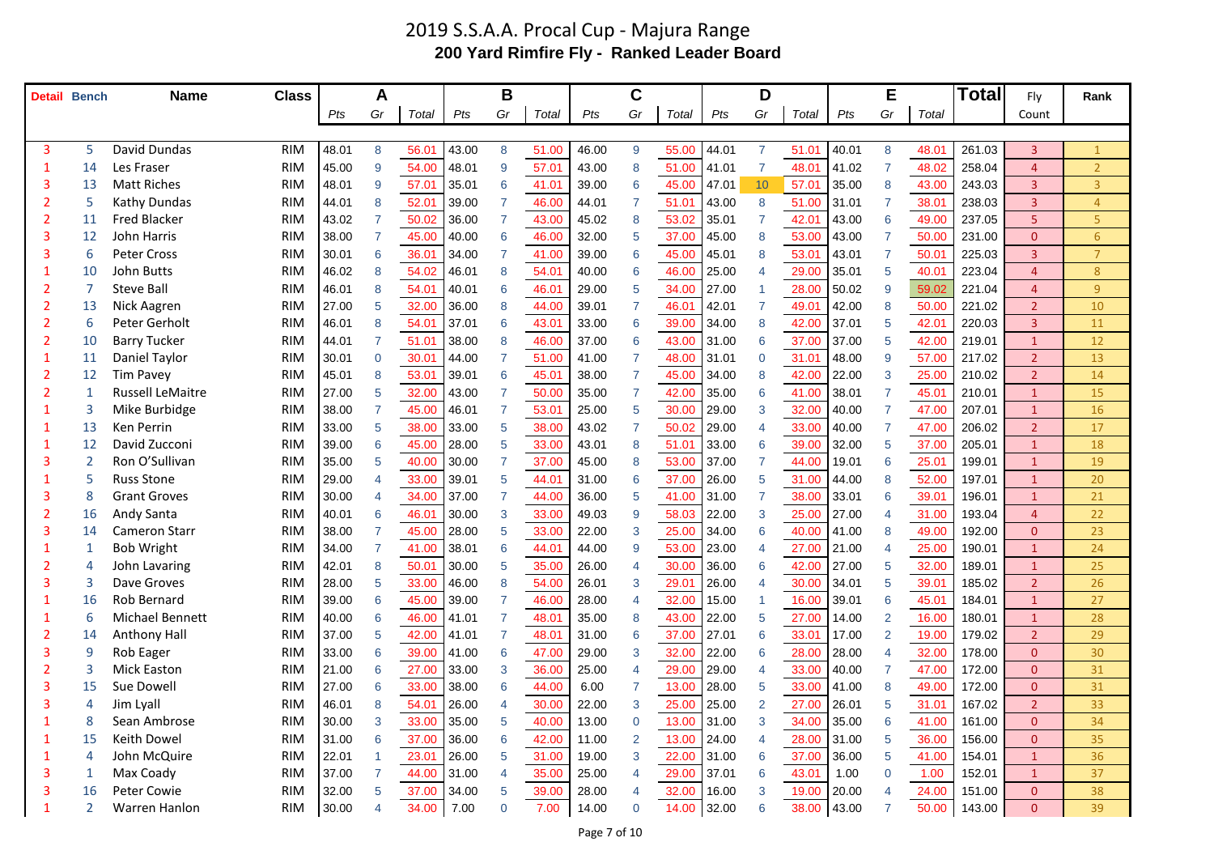# 2019 S.S.A.A. Procal Cup - Majura Range

## 200 Yard Rimfire Fly - Ranked Leader Board

| Detail | Bench | Name | Class | A | | | B | | | C | | | D | | | E | | | Total | Fly Count | Rank |
|---|---|---|---|---|---|---|---|---|---|---|---|---|---|---|---|---|---|---|---|---|---|
| | | | | Pts | Gr | Total | Pts | Gr | Total | Pts | Gr | Total | Pts | Gr | Total | Pts | Gr | Total | | | |
| 3 | 5 | David Dundas | RIM | 48.01 | 8 | 56.01 | 43.00 | 8 | 51.00 | 46.00 | 9 | 55.00 | 44.01 | 7 | 51.01 | 40.01 | 8 | 48.01 | 261.03 | 3 | 1 |
| 1 | 14 | Les Fraser | RIM | 45.00 | 9 | 54.00 | 48.01 | 9 | 57.01 | 43.00 | 8 | 51.00 | 41.01 | 7 | 48.01 | 41.02 | 7 | 48.02 | 258.04 | 4 | 2 |
| 3 | 13 | Matt Riches | RIM | 48.01 | 9 | 57.01 | 35.01 | 6 | 41.01 | 39.00 | 6 | 45.00 | 47.01 | 10 | 57.01 | 35.00 | 8 | 43.00 | 243.03 | 3 | 3 |
| 2 | 5 | Kathy Dundas | RIM | 44.01 | 8 | 52.01 | 39.00 | 7 | 46.00 | 44.01 | 7 | 51.01 | 43.00 | 8 | 51.00 | 31.01 | 7 | 38.01 | 238.03 | 3 | 4 |
| 2 | 11 | Fred Blacker | RIM | 43.02 | 7 | 50.02 | 36.00 | 7 | 43.00 | 45.02 | 8 | 53.02 | 35.01 | 7 | 42.01 | 43.00 | 6 | 49.00 | 237.05 | 5 | 5 |
| 3 | 12 | John Harris | RIM | 38.00 | 7 | 45.00 | 40.00 | 6 | 46.00 | 32.00 | 5 | 37.00 | 45.00 | 8 | 53.00 | 43.00 | 7 | 50.00 | 231.00 | 0 | 6 |
| 3 | 6 | Peter Cross | RIM | 30.01 | 6 | 36.01 | 34.00 | 7 | 41.00 | 39.00 | 6 | 45.00 | 45.01 | 8 | 53.01 | 43.01 | 7 | 50.01 | 225.03 | 3 | 7 |
| 1 | 10 | John Butts | RIM | 46.02 | 8 | 54.02 | 46.01 | 8 | 54.01 | 40.00 | 6 | 46.00 | 25.00 | 4 | 29.00 | 35.01 | 5 | 40.01 | 223.04 | 4 | 8 |
| 2 | 7 | Steve Ball | RIM | 46.01 | 8 | 54.01 | 40.01 | 6 | 46.01 | 29.00 | 5 | 34.00 | 27.00 | 1 | 28.00 | 50.02 | 9 | 59.02 | 221.04 | 4 | 9 |
| 2 | 13 | Nick Aagren | RIM | 27.00 | 5 | 32.00 | 36.00 | 8 | 44.00 | 39.01 | 7 | 46.01 | 42.01 | 7 | 49.01 | 42.00 | 8 | 50.00 | 221.02 | 2 | 10 |
| 2 | 6 | Peter Gerholt | RIM | 46.01 | 8 | 54.01 | 37.01 | 6 | 43.01 | 33.00 | 6 | 39.00 | 34.00 | 8 | 42.00 | 37.01 | 5 | 42.01 | 220.03 | 3 | 11 |
| 2 | 10 | Barry Tucker | RIM | 44.01 | 7 | 51.01 | 38.00 | 8 | 46.00 | 37.00 | 6 | 43.00 | 31.00 | 6 | 37.00 | 37.00 | 5 | 42.00 | 219.01 | 1 | 12 |
| 1 | 11 | Daniel Taylor | RIM | 30.01 | 0 | 30.01 | 44.00 | 7 | 51.00 | 41.00 | 7 | 48.00 | 31.01 | 0 | 31.01 | 48.00 | 9 | 57.00 | 217.02 | 2 | 13 |
| 2 | 12 | Tim Pavey | RIM | 45.01 | 8 | 53.01 | 39.01 | 6 | 45.01 | 38.00 | 7 | 45.00 | 34.00 | 8 | 42.00 | 22.00 | 3 | 25.00 | 210.02 | 2 | 14 |
| 2 | 1 | Russell LeMaitre | RIM | 27.00 | 5 | 32.00 | 43.00 | 7 | 50.00 | 35.00 | 7 | 42.00 | 35.00 | 6 | 41.00 | 38.01 | 7 | 45.01 | 210.01 | 1 | 15 |
| 1 | 3 | Mike Burbidge | RIM | 38.00 | 7 | 45.00 | 46.01 | 7 | 53.01 | 25.00 | 5 | 30.00 | 29.00 | 3 | 32.00 | 40.00 | 7 | 47.00 | 207.01 | 1 | 16 |
| 1 | 13 | Ken Perrin | RIM | 33.00 | 5 | 38.00 | 33.00 | 5 | 38.00 | 43.02 | 7 | 50.02 | 29.00 | 4 | 33.00 | 40.00 | 7 | 47.00 | 206.02 | 2 | 17 |
| 1 | 12 | David Zucconi | RIM | 39.00 | 6 | 45.00 | 28.00 | 5 | 33.00 | 43.01 | 8 | 51.01 | 33.00 | 6 | 39.00 | 32.00 | 5 | 37.00 | 205.01 | 1 | 18 |
| 3 | 2 | Ron O'Sullivan | RIM | 35.00 | 5 | 40.00 | 30.00 | 7 | 37.00 | 45.00 | 8 | 53.00 | 37.00 | 7 | 44.00 | 19.01 | 6 | 25.01 | 199.01 | 1 | 19 |
| 1 | 5 | Russ Stone | RIM | 29.00 | 4 | 33.00 | 39.01 | 5 | 44.01 | 31.00 | 6 | 37.00 | 26.00 | 5 | 31.00 | 44.00 | 8 | 52.00 | 197.01 | 1 | 20 |
| 3 | 8 | Grant Groves | RIM | 30.00 | 4 | 34.00 | 37.00 | 7 | 44.00 | 36.00 | 5 | 41.00 | 31.00 | 7 | 38.00 | 33.01 | 6 | 39.01 | 196.01 | 1 | 21 |
| 2 | 16 | Andy Santa | RIM | 40.01 | 6 | 46.01 | 30.00 | 3 | 33.00 | 49.03 | 9 | 58.03 | 22.00 | 3 | 25.00 | 27.00 | 4 | 31.00 | 193.04 | 4 | 22 |
| 3 | 14 | Cameron Starr | RIM | 38.00 | 7 | 45.00 | 28.00 | 5 | 33.00 | 22.00 | 3 | 25.00 | 34.00 | 6 | 40.00 | 41.00 | 8 | 49.00 | 192.00 | 0 | 23 |
| 1 | 1 | Bob Wright | RIM | 34.00 | 7 | 41.00 | 38.01 | 6 | 44.01 | 44.00 | 9 | 53.00 | 23.00 | 4 | 27.00 | 21.00 | 4 | 25.00 | 190.01 | 1 | 24 |
| 2 | 4 | John Lavaring | RIM | 42.01 | 8 | 50.01 | 30.00 | 5 | 35.00 | 26.00 | 4 | 30.00 | 36.00 | 6 | 42.00 | 27.00 | 5 | 32.00 | 189.01 | 1 | 25 |
| 3 | 3 | Dave Groves | RIM | 28.00 | 5 | 33.00 | 46.00 | 8 | 54.00 | 26.01 | 3 | 29.01 | 26.00 | 4 | 30.00 | 34.01 | 5 | 39.01 | 185.02 | 2 | 26 |
| 1 | 16 | Rob Bernard | RIM | 39.00 | 6 | 45.00 | 39.00 | 7 | 46.00 | 28.00 | 4 | 32.00 | 15.00 | 1 | 16.00 | 39.01 | 6 | 45.01 | 184.01 | 1 | 27 |
| 1 | 6 | Michael Bennett | RIM | 40.00 | 6 | 46.00 | 41.01 | 7 | 48.01 | 35.00 | 8 | 43.00 | 22.00 | 5 | 27.00 | 14.00 | 2 | 16.00 | 180.01 | 1 | 28 |
| 2 | 14 | Anthony Hall | RIM | 37.00 | 5 | 42.00 | 41.01 | 7 | 48.01 | 31.00 | 6 | 37.00 | 27.01 | 6 | 33.01 | 17.00 | 2 | 19.00 | 179.02 | 2 | 29 |
| 3 | 9 | Rob Eager | RIM | 33.00 | 6 | 39.00 | 41.00 | 6 | 47.00 | 29.00 | 3 | 32.00 | 22.00 | 6 | 28.00 | 28.00 | 4 | 32.00 | 178.00 | 0 | 30 |
| 2 | 3 | Mick Easton | RIM | 21.00 | 6 | 27.00 | 33.00 | 3 | 36.00 | 25.00 | 4 | 29.00 | 29.00 | 4 | 33.00 | 40.00 | 7 | 47.00 | 172.00 | 0 | 31 |
| 3 | 15 | Sue Dowell | RIM | 27.00 | 6 | 33.00 | 38.00 | 6 | 44.00 | 6.00 | 7 | 13.00 | 28.00 | 5 | 33.00 | 41.00 | 8 | 49.00 | 172.00 | 0 | 31 |
| 3 | 4 | Jim Lyall | RIM | 46.01 | 8 | 54.01 | 26.00 | 4 | 30.00 | 22.00 | 3 | 25.00 | 25.00 | 2 | 27.00 | 26.01 | 5 | 31.01 | 167.02 | 2 | 33 |
| 1 | 8 | Sean Ambrose | RIM | 30.00 | 3 | 33.00 | 35.00 | 5 | 40.00 | 13.00 | 0 | 13.00 | 31.00 | 3 | 34.00 | 35.00 | 6 | 41.00 | 161.00 | 0 | 34 |
| 1 | 15 | Keith Dowel | RIM | 31.00 | 6 | 37.00 | 36.00 | 6 | 42.00 | 11.00 | 2 | 13.00 | 24.00 | 4 | 28.00 | 31.00 | 5 | 36.00 | 156.00 | 0 | 35 |
| 1 | 4 | John McQuire | RIM | 22.01 | 1 | 23.01 | 26.00 | 5 | 31.00 | 19.00 | 3 | 22.00 | 31.00 | 6 | 37.00 | 36.00 | 5 | 41.00 | 154.01 | 1 | 36 |
| 3 | 1 | Max Coady | RIM | 37.00 | 7 | 44.00 | 31.00 | 4 | 35.00 | 25.00 | 4 | 29.00 | 37.01 | 6 | 43.01 | 1.00 | 0 | 1.00 | 152.01 | 1 | 37 |
| 3 | 16 | Peter Cowie | RIM | 32.00 | 5 | 37.00 | 34.00 | 5 | 39.00 | 28.00 | 4 | 32.00 | 16.00 | 3 | 19.00 | 20.00 | 4 | 24.00 | 151.00 | 0 | 38 |
| 1 | 2 | Warren Hanlon | RIM | 30.00 | 4 | 34.00 | 7.00 | 0 | 7.00 | 14.00 | 0 | 14.00 | 32.00 | 6 | 38.00 | 43.00 | 7 | 50.00 | 143.00 | 0 | 39 |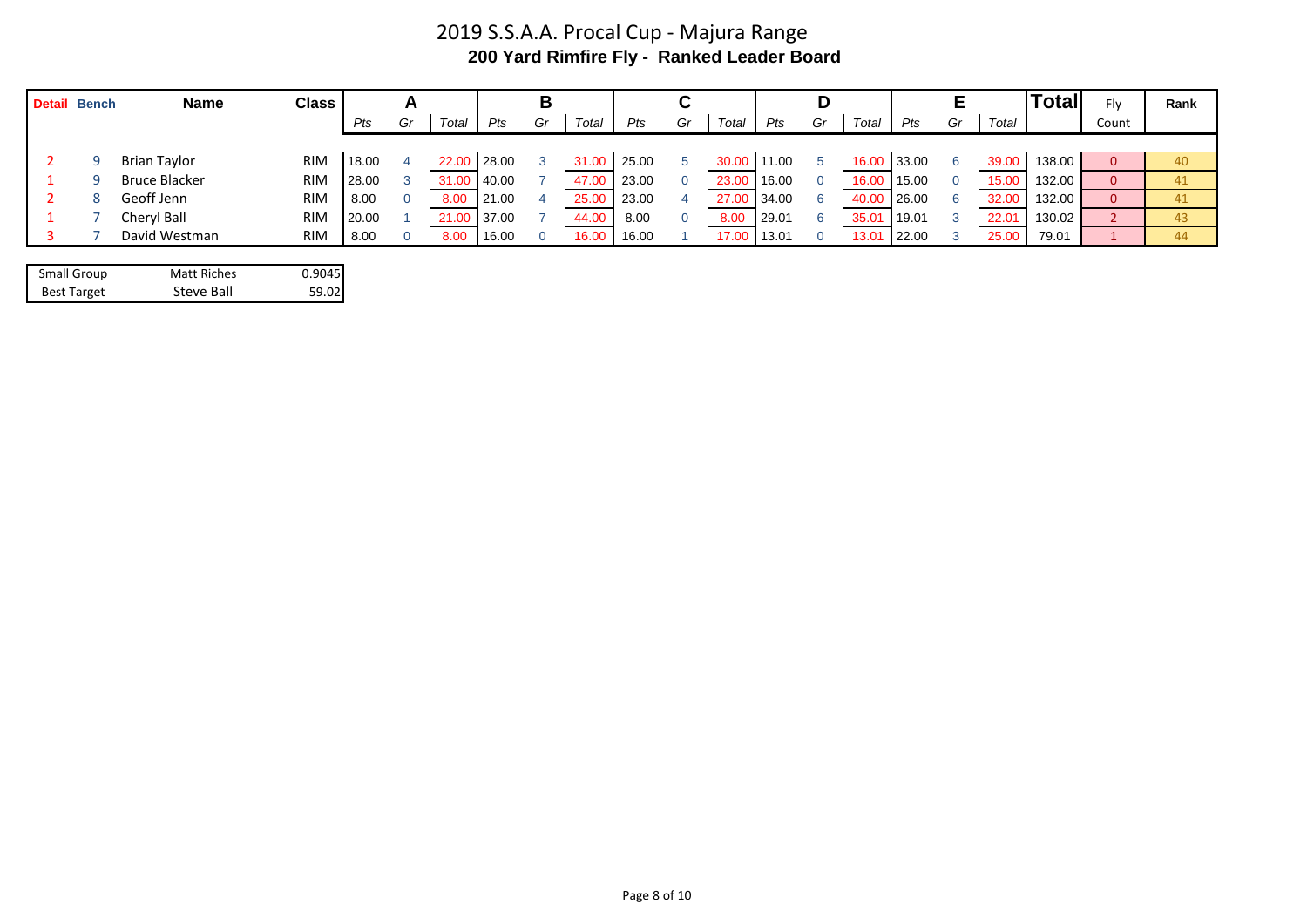# 2019 S.S.A.A. Procal Cup - Majura Range

## 200 Yard Rimfire Fly - Ranked Leader Board

| Detail | Bench | Name | Class | A | | | B | | | C | | | D | | | E | | | Total | Fly | Rank |
|---|---|---|---|---|---|---|---|---|---|---|---|---|---|---|---|---|---|---|---|---|---|
| | | | | *Pts* | *Gr* | *Total* | *Pts* | *Gr* | *Total* | *Pts* | *Gr* | *Total* | *Pts* | *Gr* | *Total* | *Pts* | *Gr* | *Total* | | Count | |
| 2 | 9 | Brian Taylor | RIM | 18.00 | 4 | 22.00 | 28.00 | 3 | 31.00 | 25.00 | 5 | 30.00 | 11.00 | 5 | 16.00 | 33.00 | 6 | 39.00 | 138.00 | 0 | 40 |
| 1 | 9 | Bruce Blacker | RIM | 28.00 | 3 | 31.00 | 40.00 | 7 | 47.00 | 23.00 | 0 | 23.00 | 16.00 | 0 | 16.00 | 15.00 | 0 | 15.00 | 132.00 | 0 | 41 |
| 2 | 8 | Geoff Jenn | RIM | 8.00 | 0 | 8.00 | 21.00 | 4 | 25.00 | 23.00 | 4 | 27.00 | 34.00 | 6 | 40.00 | 26.00 | 6 | 32.00 | 132.00 | 0 | 41 |
| 1 | 7 | Cheryl Ball | RIM | 20.00 | 1 | 21.00 | 37.00 | 7 | 44.00 | 8.00 | 0 | 8.00 | 29.01 | 6 | 35.01 | 19.01 | 3 | 22.01 | 130.02 | 2 | 43 |
| 3 | 7 | David Westman | RIM | 8.00 | 0 | 8.00 | 16.00 | 0 | 16.00 | 16.00 | 1 | 17.00 | 13.01 | 0 | 13.01 | 22.00 | 3 | 25.00 | 79.01 | 1 | 44 |

| Small Group | Matt Riches | 0.9045 |
|---|---|---|
| Best Target | Steve Ball | 59.02 |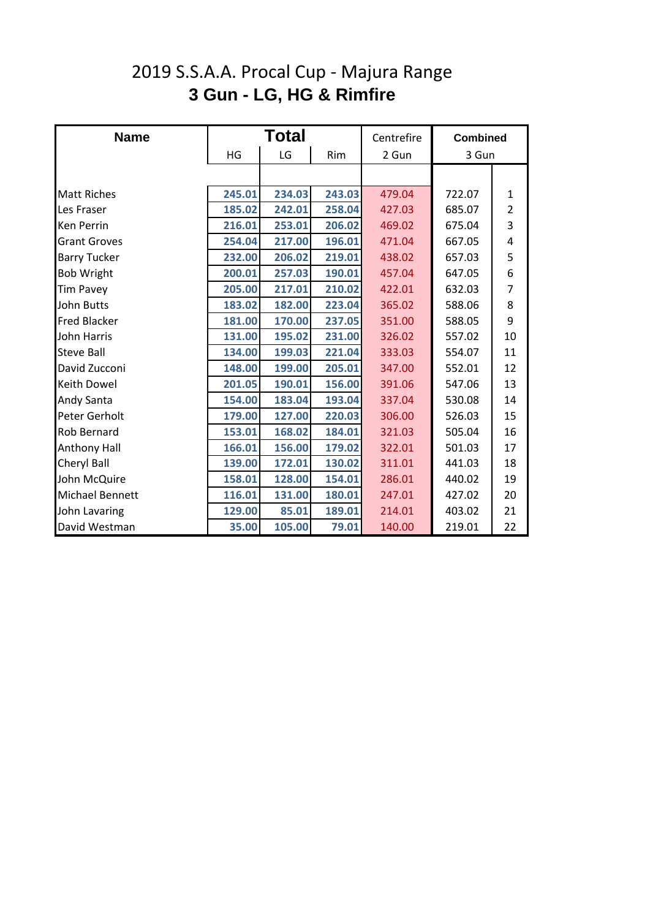# 2019 S.S.A.A. Procal Cup - Majura Range

## 3 Gun - LG, HG & Rimfire

| Name | Total | | | Centrefire | Combined | |
|---|---|---|---|---|---|---|
| | HG | LG | Rim | 2 Gun | 3 Gun | |
| Matt Riches | 245.01 | 234.03 | 243.03 | 479.04 | 722.07 | 1 |
| Les Fraser | 185.02 | 242.01 | 258.04 | 427.03 | 685.07 | 2 |
| Ken Perrin | 216.01 | 253.01 | 206.02 | 469.02 | 675.04 | 3 |
| Grant Groves | 254.04 | 217.00 | 196.01 | 471.04 | 667.05 | 4 |
| Barry Tucker | 232.00 | 206.02 | 219.01 | 438.02 | 657.03 | 5 |
| Bob Wright | 200.01 | 257.03 | 190.01 | 457.04 | 647.05 | 6 |
| Tim Pavey | 205.00 | 217.01 | 210.02 | 422.01 | 632.03 | 7 |
| John Butts | 183.02 | 182.00 | 223.04 | 365.02 | 588.06 | 8 |
| Fred Blacker | 181.00 | 170.00 | 237.05 | 351.00 | 588.05 | 9 |
| John Harris | 131.00 | 195.02 | 231.00 | 326.02 | 557.02 | 10 |
| Steve Ball | 134.00 | 199.03 | 221.04 | 333.03 | 554.07 | 11 |
| David Zucconi | 148.00 | 199.00 | 205.01 | 347.00 | 552.01 | 12 |
| Keith Dowel | 201.05 | 190.01 | 156.00 | 391.06 | 547.06 | 13 |
| Andy Santa | 154.00 | 183.04 | 193.04 | 337.04 | 530.08 | 14 |
| Peter Gerholt | 179.00 | 127.00 | 220.03 | 306.00 | 526.03 | 15 |
| Rob Bernard | 153.01 | 168.02 | 184.01 | 321.03 | 505.04 | 16 |
| Anthony Hall | 166.01 | 156.00 | 179.02 | 322.01 | 501.03 | 17 |
| Cheryl Ball | 139.00 | 172.01 | 130.02 | 311.01 | 441.03 | 18 |
| John McQuire | 158.01 | 128.00 | 154.01 | 286.01 | 440.02 | 19 |
| Michael Bennett | 116.01 | 131.00 | 180.01 | 247.01 | 427.02 | 20 |
| John Lavaring | 129.00 | 85.01 | 189.01 | 214.01 | 403.02 | 21 |
| David Westman | 35.00 | 105.00 | 79.01 | 140.00 | 219.01 | 22 |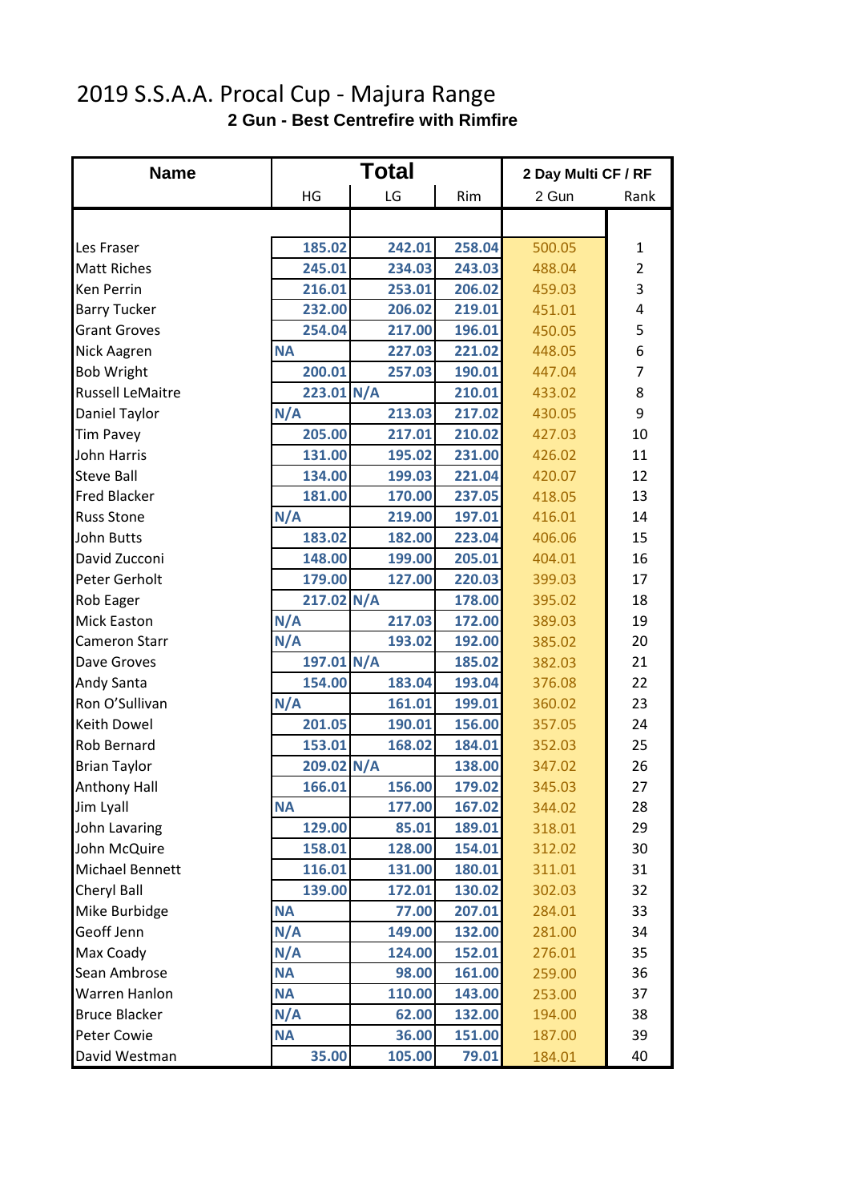# 2019 S.S.A.A. Procal Cup - Majura Range

### 2 Gun - Best Centrefire with Rimfire

| Name | Total | | | 2 Day Multi CF / RF | |
|---|---|---|---|---|---|
| | HG | LG | Rim | 2 Gun | Rank |
| Les Fraser | 185.02 | 242.01 | 258.04 | 500.05 | 1 |
| Matt Riches | 245.01 | 234.03 | 243.03 | 488.04 | 2 |
| Ken Perrin | 216.01 | 253.01 | 206.02 | 459.03 | 3 |
| Barry Tucker | 232.00 | 206.02 | 219.01 | 451.01 | 4 |
| Grant Groves | 254.04 | 217.00 | 196.01 | 450.05 | 5 |
| Nick Aagren | NA | 227.03 | 221.02 | 448.05 | 6 |
| Bob Wright | 200.01 | 257.03 | 190.01 | 447.04 | 7 |
| Russell LeMaitre | 223.01 | N/A | 210.01 | 433.02 | 8 |
| Daniel Taylor | N/A | 213.03 | 217.02 | 430.05 | 9 |
| Tim Pavey | 205.00 | 217.01 | 210.02 | 427.03 | 10 |
| John Harris | 131.00 | 195.02 | 231.00 | 426.02 | 11 |
| Steve Ball | 134.00 | 199.03 | 221.04 | 420.07 | 12 |
| Fred Blacker | 181.00 | 170.00 | 237.05 | 418.05 | 13 |
| Russ Stone | N/A | 219.00 | 197.01 | 416.01 | 14 |
| John Butts | 183.02 | 182.00 | 223.04 | 406.06 | 15 |
| David Zucconi | 148.00 | 199.00 | 205.01 | 404.01 | 16 |
| Peter Gerholt | 179.00 | 127.00 | 220.03 | 399.03 | 17 |
| Rob Eager | 217.02 | N/A | 178.00 | 395.02 | 18 |
| Mick Easton | N/A | 217.03 | 172.00 | 389.03 | 19 |
| Cameron Starr | N/A | 193.02 | 192.00 | 385.02 | 20 |
| Dave Groves | 197.01 | N/A | 185.02 | 382.03 | 21 |
| Andy Santa | 154.00 | 183.04 | 193.04 | 376.08 | 22 |
| Ron O'Sullivan | N/A | 161.01 | 199.01 | 360.02 | 23 |
| Keith Dowel | 201.05 | 190.01 | 156.00 | 357.05 | 24 |
| Rob Bernard | 153.01 | 168.02 | 184.01 | 352.03 | 25 |
| Brian Taylor | 209.02 | N/A | 138.00 | 347.02 | 26 |
| Anthony Hall | 166.01 | 156.00 | 179.02 | 345.03 | 27 |
| Jim Lyall | NA | 177.00 | 167.02 | 344.02 | 28 |
| John Lavaring | 129.00 | 85.01 | 189.01 | 318.01 | 29 |
| John McQuire | 158.01 | 128.00 | 154.01 | 312.02 | 30 |
| Michael Bennett | 116.01 | 131.00 | 180.01 | 311.01 | 31 |
| Cheryl Ball | 139.00 | 172.01 | 130.02 | 302.03 | 32 |
| Mike Burbidge | NA | 77.00 | 207.01 | 284.01 | 33 |
| Geoff Jenn | N/A | 149.00 | 132.00 | 281.00 | 34 |
| Max Coady | N/A | 124.00 | 152.01 | 276.01 | 35 |
| Sean Ambrose | NA | 98.00 | 161.00 | 259.00 | 36 |
| Warren Hanlon | NA | 110.00 | 143.00 | 253.00 | 37 |
| Bruce Blacker | N/A | 62.00 | 132.00 | 194.00 | 38 |
| Peter Cowie | NA | 36.00 | 151.00 | 187.00 | 39 |
| David Westman | 35.00 | 105.00 | 79.01 | 184.01 | 40 |